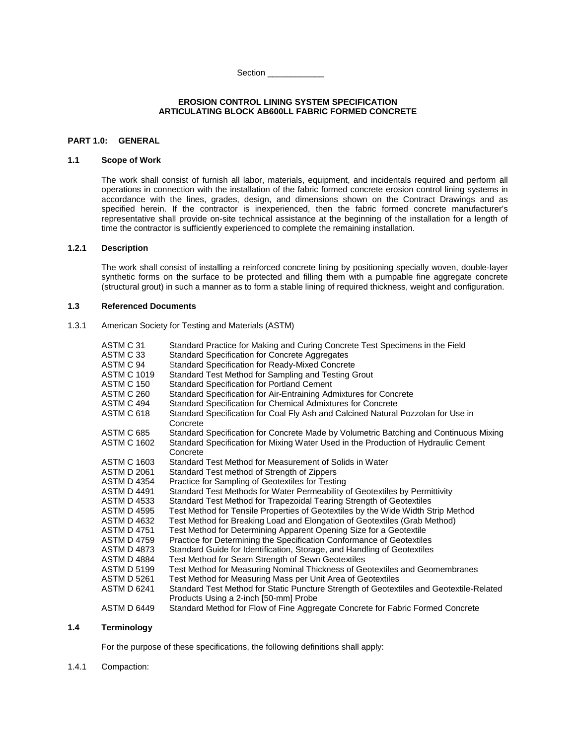Section ____________

**EROSION CONTROL LINING SYSTEM SPECIFICATION**
**ARTICULATING BLOCK AB600LL FABRIC FORMED CONCRETE**

## PART 1.0: GENERAL

### 1.1 Scope of Work

The work shall consist of furnish all labor, materials, equipment, and incidentals required and perform all operations in connection with the installation of the fabric formed concrete erosion control lining systems in accordance with the lines, grades, design, and dimensions shown on the Contract Drawings and as specified herein. If the contractor is inexperienced, then the fabric formed concrete manufacturer's representative shall provide on-site technical assistance at the beginning of the installation for a length of time the contractor is sufficiently experienced to complete the remaining installation.

### 1.2.1 Description

The work shall consist of installing a reinforced concrete lining by positioning specially woven, double-layer synthetic forms on the surface to be protected and filling them with a pumpable fine aggregate concrete (structural grout) in such a manner as to form a stable lining of required thickness, weight and configuration.

### 1.3 Referenced Documents

1.3.1 American Society for Testing and Materials (ASTM)

| | |
|---|---|
| ASTM C 31 | Standard Practice for Making and Curing Concrete Test Specimens in the Field |
| ASTM C 33 | Standard Specification for Concrete Aggregates |
| ASTM C 94 | Standard Specification for Ready-Mixed Concrete |
| ASTM C 1019 | Standard Test Method for Sampling and Testing Grout |
| ASTM C 150 | Standard Specification for Portland Cement |
| ASTM C 260 | Standard Specification for Air-Entraining Admixtures for Concrete |
| ASTM C 494 | Standard Specification for Chemical Admixtures for Concrete |
| ASTM C 618 | Standard Specification for Coal Fly Ash and Calcined Natural Pozzolan for Use in Concrete |
| ASTM C 685 | Standard Specification for Concrete Made by Volumetric Batching and Continuous Mixing |
| ASTM C 1602 | Standard Specification for Mixing Water Used in the Production of Hydraulic Cement Concrete |
| ASTM C 1603 | Standard Test Method for Measurement of Solids in Water |
| ASTM D 2061 | Standard Test method of Strength of Zippers |
| ASTM D 4354 | Practice for Sampling of Geotextiles for Testing |
| ASTM D 4491 | Standard Test Methods for Water Permeability of Geotextiles by Permittivity |
| ASTM D 4533 | Standard Test Method for Trapezoidal Tearing Strength of Geotextiles |
| ASTM D 4595 | Test Method for Tensile Properties of Geotextiles by the Wide Width Strip Method |
| ASTM D 4632 | Test Method for Breaking Load and Elongation of Geotextiles (Grab Method) |
| ASTM D 4751 | Test Method for Determining Apparent Opening Size for a Geotextile |
| ASTM D 4759 | Practice for Determining the Specification Conformance of Geotextiles |
| ASTM D 4873 | Standard Guide for Identification, Storage, and Handling of Geotextiles |
| ASTM D 4884 | Test Method for Seam Strength of Sewn Geotextiles |
| ASTM D 5199 | Test Method for Measuring Nominal Thickness of Geotextiles and Geomembranes |
| ASTM D 5261 | Test Method for Measuring Mass per Unit Area of Geotextiles |
| ASTM D 6241 | Standard Test Method for Static Puncture Strength of Geotextiles and Geotextile-Related Products Using a 2-inch [50-mm] Probe |
| ASTM D 6449 | Standard Method for Flow of Fine Aggregate Concrete for Fabric Formed Concrete |

### 1.4 Terminology

For the purpose of these specifications, the following definitions shall apply:

1.4.1 Compaction: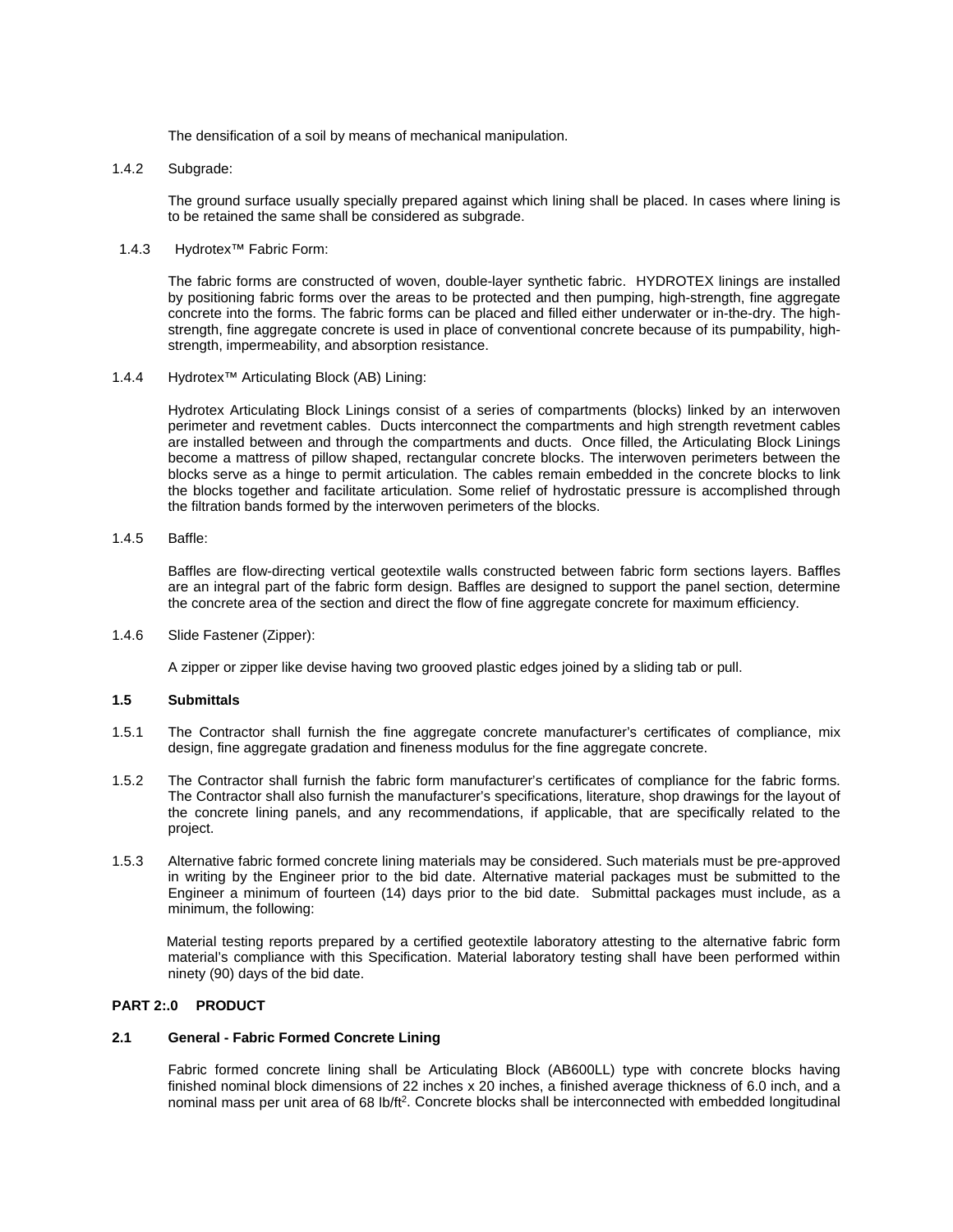The densification of a soil by means of mechanical manipulation.

1.4.2 Subgrade:

The ground surface usually specially prepared against which lining shall be placed. In cases where lining is to be retained the same shall be considered as subgrade.

1.4.3 Hydrotex™ Fabric Form:

The fabric forms are constructed of woven, double-layer synthetic fabric. HYDROTEX linings are installed by positioning fabric forms over the areas to be protected and then pumping, high-strength, fine aggregate concrete into the forms. The fabric forms can be placed and filled either underwater or in-the-dry. The high-strength, fine aggregate concrete is used in place of conventional concrete because of its pumpability, high-strength, impermeability, and absorption resistance.

1.4.4 Hydrotex™ Articulating Block (AB) Lining:

Hydrotex Articulating Block Linings consist of a series of compartments (blocks) linked by an interwoven perimeter and revetment cables. Ducts interconnect the compartments and high strength revetment cables are installed between and through the compartments and ducts. Once filled, the Articulating Block Linings become a mattress of pillow shaped, rectangular concrete blocks. The interwoven perimeters between the blocks serve as a hinge to permit articulation. The cables remain embedded in the concrete blocks to link the blocks together and facilitate articulation. Some relief of hydrostatic pressure is accomplished through the filtration bands formed by the interwoven perimeters of the blocks.

1.4.5 Baffle:

Baffles are flow-directing vertical geotextile walls constructed between fabric form sections layers. Baffles are an integral part of the fabric form design. Baffles are designed to support the panel section, determine the concrete area of the section and direct the flow of fine aggregate concrete for maximum efficiency.

1.4.6 Slide Fastener (Zipper):

A zipper or zipper like devise having two grooved plastic edges joined by a sliding tab or pull.

### 1.5 Submittals

1.5.1 The Contractor shall furnish the fine aggregate concrete manufacturer's certificates of compliance, mix design, fine aggregate gradation and fineness modulus for the fine aggregate concrete.

1.5.2 The Contractor shall furnish the fabric form manufacturer's certificates of compliance for the fabric forms. The Contractor shall also furnish the manufacturer's specifications, literature, shop drawings for the layout of the concrete lining panels, and any recommendations, if applicable, that are specifically related to the project.

1.5.3 Alternative fabric formed concrete lining materials may be considered. Such materials must be pre-approved in writing by the Engineer prior to the bid date. Alternative material packages must be submitted to the Engineer a minimum of fourteen (14) days prior to the bid date. Submittal packages must include, as a minimum, the following:

Material testing reports prepared by a certified geotextile laboratory attesting to the alternative fabric form material's compliance with this Specification. Material laboratory testing shall have been performed within ninety (90) days of the bid date.

## PART 2:.0 PRODUCT

### 2.1 General - Fabric Formed Concrete Lining

Fabric formed concrete lining shall be Articulating Block (AB600LL) type with concrete blocks having finished nominal block dimensions of 22 inches x 20 inches, a finished average thickness of 6.0 inch, and a nominal mass per unit area of 68 lb/ft$^2$. Concrete blocks shall be interconnected with embedded longitudinal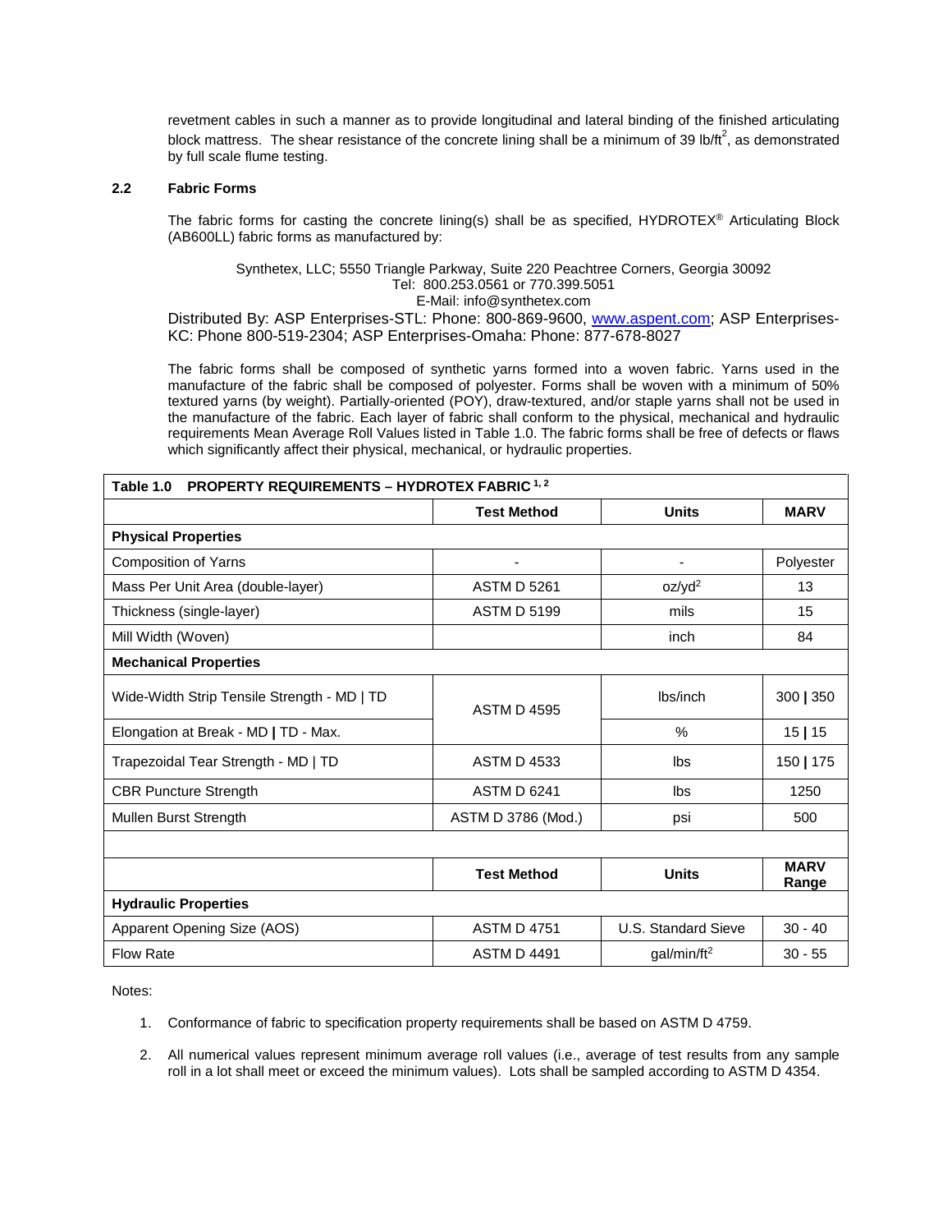revetment cables in such a manner as to provide longitudinal and lateral binding of the finished articulating block mattress. The shear resistance of the concrete lining shall be a minimum of 39 lb/ft$^2$, as demonstrated by full scale flume testing.

### 2.2 Fabric Forms

The fabric forms for casting the concrete lining(s) shall be as specified, HYDROTEX® Articulating Block (AB600LL) fabric forms as manufactured by:

Synthetex, LLC; 5550 Triangle Parkway, Suite 220 Peachtree Corners, Georgia 30092
Tel: 800.253.0561 or 770.399.5051
E-Mail: info@synthetex.com

Distributed By: ASP Enterprises-STL: Phone: 800-869-9600, www.aspent.com; ASP Enterprises-KC: Phone 800-519-2304; ASP Enterprises-Omaha: Phone: 877-678-8027

The fabric forms shall be composed of synthetic yarns formed into a woven fabric. Yarns used in the manufacture of the fabric shall be composed of polyester. Forms shall be woven with a minimum of 50% textured yarns (by weight). Partially-oriented (POY), draw-textured, and/or staple yarns shall not be used in the manufacture of the fabric. Each layer of fabric shall conform to the physical, mechanical and hydraulic requirements Mean Average Roll Values listed in Table 1.0. The fabric forms shall be free of defects or flaws which significantly affect their physical, mechanical, or hydraulic properties.

| Table 1.0 PROPERTY REQUIREMENTS – HYDROTEX FABRIC [1, 2] | | | |
|---|---|---|---|
| | **Test Method** | **Units** | **MARV** |
| **Physical Properties** | | | |
| Composition of Yarns | - | - | Polyester |
| Mass Per Unit Area (double-layer) | ASTM D 5261 | oz/yd$^2$ | 13 |
| Thickness (single-layer) | ASTM D 5199 | mils | 15 |
| Mill Width (Woven) | | inch | 84 |
| **Mechanical Properties** | | | |
| Wide-Width Strip Tensile Strength - MD \| TD | ASTM D 4595 | lbs/inch | 300 \| 350 |
| Elongation at Break - MD \| TD - Max. | ASTM D 4595 | % | 15 \| 15 |
| Trapezoidal Tear Strength - MD \| TD | ASTM D 4533 | lbs | 150 \| 175 |
| CBR Puncture Strength | ASTM D 6241 | lbs | 1250 |
| Mullen Burst Strength | ASTM D 3786 (Mod.) | psi | 500 |
| | | | |
| | **Test Method** | **Units** | **MARV Range** |
| **Hydraulic Properties** | | | |
| Apparent Opening Size (AOS) | ASTM D 4751 | U.S. Standard Sieve | 30 - 40 |
| Flow Rate | ASTM D 4491 | gal/min/ft$^2$ | 30 - 55 |

Notes:

1. Conformance of fabric to specification property requirements shall be based on ASTM D 4759.
2. All numerical values represent minimum average roll values (i.e., average of test results from any sample roll in a lot shall meet or exceed the minimum values). Lots shall be sampled according to ASTM D 4354.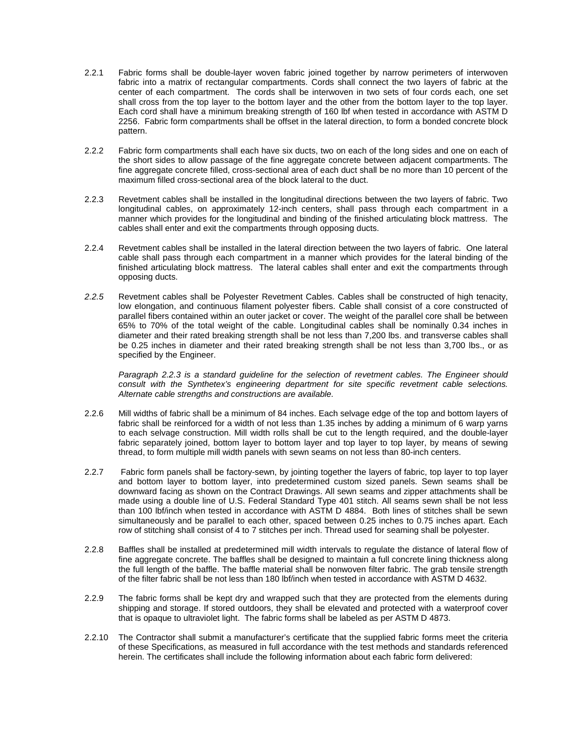2.2.1 Fabric forms shall be double-layer woven fabric joined together by narrow perimeters of interwoven fabric into a matrix of rectangular compartments. Cords shall connect the two layers of fabric at the center of each compartment. The cords shall be interwoven in two sets of four cords each, one set shall cross from the top layer to the bottom layer and the other from the bottom layer to the top layer. Each cord shall have a minimum breaking strength of 160 lbf when tested in accordance with ASTM D 2256. Fabric form compartments shall be offset in the lateral direction, to form a bonded concrete block pattern.

2.2.2 Fabric form compartments shall each have six ducts, two on each of the long sides and one on each of the short sides to allow passage of the fine aggregate concrete between adjacent compartments. The fine aggregate concrete filled, cross-sectional area of each duct shall be no more than 10 percent of the maximum filled cross-sectional area of the block lateral to the duct.

2.2.3 Revetment cables shall be installed in the longitudinal directions between the two layers of fabric. Two longitudinal cables, on approximately 12-inch centers, shall pass through each compartment in a manner which provides for the longitudinal and binding of the finished articulating block mattress. The cables shall enter and exit the compartments through opposing ducts.

2.2.4 Revetment cables shall be installed in the lateral direction between the two layers of fabric. One lateral cable shall pass through each compartment in a manner which provides for the lateral binding of the finished articulating block mattress. The lateral cables shall enter and exit the compartments through opposing ducts.

*2.2.5* Revetment cables shall be Polyester Revetment Cables. Cables shall be constructed of high tenacity, low elongation, and continuous filament polyester fibers. Cable shall consist of a core constructed of parallel fibers contained within an outer jacket or cover. The weight of the parallel core shall be between 65% to 70% of the total weight of the cable. Longitudinal cables shall be nominally 0.34 inches in diameter and their rated breaking strength shall be not less than 7,200 lbs. and transverse cables shall be 0.25 inches in diameter and their rated breaking strength shall be not less than 3,700 lbs., or as specified by the Engineer.

*Paragraph 2.2.3 is a standard guideline for the selection of revetment cables. The Engineer should consult with the Synthetex's engineering department for site specific revetment cable selections. Alternate cable strengths and constructions are available.*

2.2.6 Mill widths of fabric shall be a minimum of 84 inches. Each selvage edge of the top and bottom layers of fabric shall be reinforced for a width of not less than 1.35 inches by adding a minimum of 6 warp yarns to each selvage construction. Mill width rolls shall be cut to the length required, and the double-layer fabric separately joined, bottom layer to bottom layer and top layer to top layer, by means of sewing thread, to form multiple mill width panels with sewn seams on not less than 80-inch centers.

2.2.7 Fabric form panels shall be factory-sewn, by jointing together the layers of fabric, top layer to top layer and bottom layer to bottom layer, into predetermined custom sized panels. Sewn seams shall be downward facing as shown on the Contract Drawings. All sewn seams and zipper attachments shall be made using a double line of U.S. Federal Standard Type 401 stitch. All seams sewn shall be not less than 100 lbf/inch when tested in accordance with ASTM D 4884. Both lines of stitches shall be sewn simultaneously and be parallel to each other, spaced between 0.25 inches to 0.75 inches apart. Each row of stitching shall consist of 4 to 7 stitches per inch. Thread used for seaming shall be polyester.

2.2.8 Baffles shall be installed at predetermined mill width intervals to regulate the distance of lateral flow of fine aggregate concrete. The baffles shall be designed to maintain a full concrete lining thickness along the full length of the baffle. The baffle material shall be nonwoven filter fabric. The grab tensile strength of the filter fabric shall be not less than 180 lbf/inch when tested in accordance with ASTM D 4632.

2.2.9 The fabric forms shall be kept dry and wrapped such that they are protected from the elements during shipping and storage. If stored outdoors, they shall be elevated and protected with a waterproof cover that is opaque to ultraviolet light. The fabric forms shall be labeled as per ASTM D 4873.

2.2.10 The Contractor shall submit a manufacturer's certificate that the supplied fabric forms meet the criteria of these Specifications, as measured in full accordance with the test methods and standards referenced herein. The certificates shall include the following information about each fabric form delivered: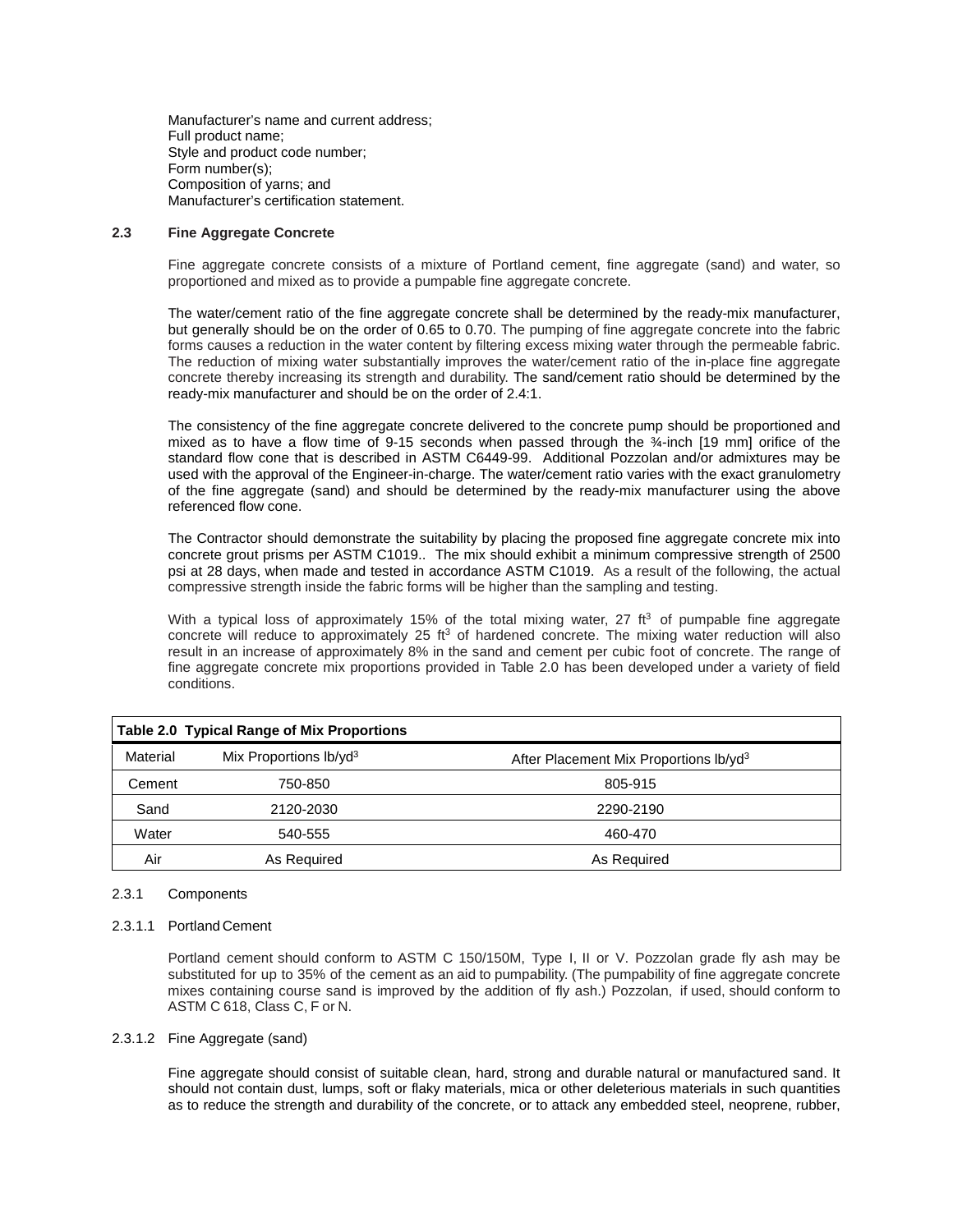Manufacturer's name and current address;
Full product name;
Style and product code number;
Form number(s);
Composition of yarns; and
Manufacturer's certification statement.

### 2.3 Fine Aggregate Concrete

Fine aggregate concrete consists of a mixture of Portland cement, fine aggregate (sand) and water, so proportioned and mixed as to provide a pumpable fine aggregate concrete.

The water/cement ratio of the fine aggregate concrete shall be determined by the ready-mix manufacturer, but generally should be on the order of 0.65 to 0.70. The pumping of fine aggregate concrete into the fabric forms causes a reduction in the water content by filtering excess mixing water through the permeable fabric. The reduction of mixing water substantially improves the water/cement ratio of the in-place fine aggregate concrete thereby increasing its strength and durability. The sand/cement ratio should be determined by the ready-mix manufacturer and should be on the order of 2.4:1.

The consistency of the fine aggregate concrete delivered to the concrete pump should be proportioned and mixed as to have a flow time of 9-15 seconds when passed through the ¾-inch [19 mm] orifice of the standard flow cone that is described in ASTM C6449-99. Additional Pozzolan and/or admixtures may be used with the approval of the Engineer-in-charge. The water/cement ratio varies with the exact granulometry of the fine aggregate (sand) and should be determined by the ready-mix manufacturer using the above referenced flow cone.

The Contractor should demonstrate the suitability by placing the proposed fine aggregate concrete mix into concrete grout prisms per ASTM C1019.. The mix should exhibit a minimum compressive strength of 2500 psi at 28 days, when made and tested in accordance ASTM C1019. As a result of the following, the actual compressive strength inside the fabric forms will be higher than the sampling and testing.

With a typical loss of approximately 15% of the total mixing water, 27 $ft^3$ of pumpable fine aggregate concrete will reduce to approximately 25 $ft^3$ of hardened concrete. The mixing water reduction will also result in an increase of approximately 8% in the sand and cement per cubic foot of concrete. The range of fine aggregate concrete mix proportions provided in Table 2.0 has been developed under a variety of field conditions.

**Table 2.0 Typical Range of Mix Proportions**

| Material | Mix Proportions $lb/yd^3$ | After Placement Mix Proportions $lb/yd^3$ |
|---|---|---|
| Cement | 750-850 | 805-915 |
| Sand | 2120-2030 | 2290-2190 |
| Water | 540-555 | 460-470 |
| Air | As Required | As Required |

2.3.1 Components

2.3.1.1 Portland Cement

Portland cement should conform to ASTM C 150/150M, Type I, II or V. Pozzolan grade fly ash may be substituted for up to 35% of the cement as an aid to pumpability. (The pumpability of fine aggregate concrete mixes containing course sand is improved by the addition of fly ash.) Pozzolan, if used, should conform to ASTM C 618, Class C, F or N.

2.3.1.2 Fine Aggregate (sand)

Fine aggregate should consist of suitable clean, hard, strong and durable natural or manufactured sand. It should not contain dust, lumps, soft or flaky materials, mica or other deleterious materials in such quantities as to reduce the strength and durability of the concrete, or to attack any embedded steel, neoprene, rubber,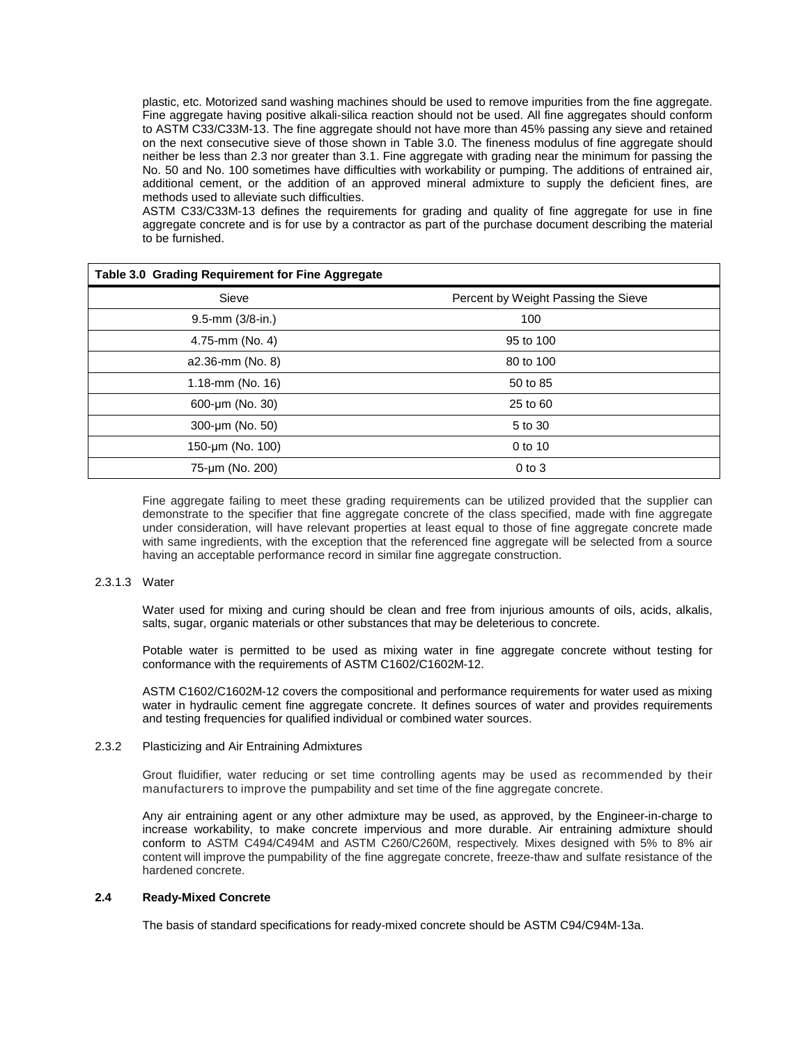plastic, etc. Motorized sand washing machines should be used to remove impurities from the fine aggregate. Fine aggregate having positive alkali-silica reaction should not be used. All fine aggregates should conform to ASTM C33/C33M-13. The fine aggregate should not have more than 45% passing any sieve and retained on the next consecutive sieve of those shown in Table 3.0. The fineness modulus of fine aggregate should neither be less than 2.3 nor greater than 3.1. Fine aggregate with grading near the minimum for passing the No. 50 and No. 100 sometimes have difficulties with workability or pumping. The additions of entrained air, additional cement, or the addition of an approved mineral admixture to supply the deficient fines, are methods used to alleviate such difficulties.

ASTM C33/C33M-13 defines the requirements for grading and quality of fine aggregate for use in fine aggregate concrete and is for use by a contractor as part of the purchase document describing the material to be furnished.

**Table 3.0 Grading Requirement for Fine Aggregate**

| Sieve | Percent by Weight Passing the Sieve |
|---|---|
| 9.5-mm (3/8-in.) | 100 |
| 4.75-mm (No. 4) | 95 to 100 |
| a2.36-mm (No. 8) | 80 to 100 |
| 1.18-mm (No. 16) | 50 to 85 |
| 600-μm (No. 30) | 25 to 60 |
| 300-μm (No. 50) | 5 to 30 |
| 150-μm (No. 100) | 0 to 10 |
| 75-μm (No. 200) | 0 to 3 |

Fine aggregate failing to meet these grading requirements can be utilized provided that the supplier can demonstrate to the specifier that fine aggregate concrete of the class specified, made with fine aggregate under consideration, will have relevant properties at least equal to those of fine aggregate concrete made with same ingredients, with the exception that the referenced fine aggregate will be selected from a source having an acceptable performance record in similar fine aggregate construction.

2.3.1.3 Water

Water used for mixing and curing should be clean and free from injurious amounts of oils, acids, alkalis, salts, sugar, organic materials or other substances that may be deleterious to concrete.

Potable water is permitted to be used as mixing water in fine aggregate concrete without testing for conformance with the requirements of ASTM C1602/C1602M-12.

ASTM C1602/C1602M-12 covers the compositional and performance requirements for water used as mixing water in hydraulic cement fine aggregate concrete. It defines sources of water and provides requirements and testing frequencies for qualified individual or combined water sources.

2.3.2 Plasticizing and Air Entraining Admixtures

Grout fluidifier, water reducing or set time controlling agents may be used as recommended by their manufacturers to improve the pumpability and set time of the fine aggregate concrete.

Any air entraining agent or any other admixture may be used, as approved, by the Engineer-in-charge to increase workability, to make concrete impervious and more durable. Air entraining admixture should conform to ASTM C494/C494M and ASTM C260/C260M, respectively. Mixes designed with 5% to 8% air content will improve the pumpability of the fine aggregate concrete, freeze-thaw and sulfate resistance of the hardened concrete.

**2.4 Ready-Mixed Concrete**

The basis of standard specifications for ready-mixed concrete should be ASTM C94/C94M-13a.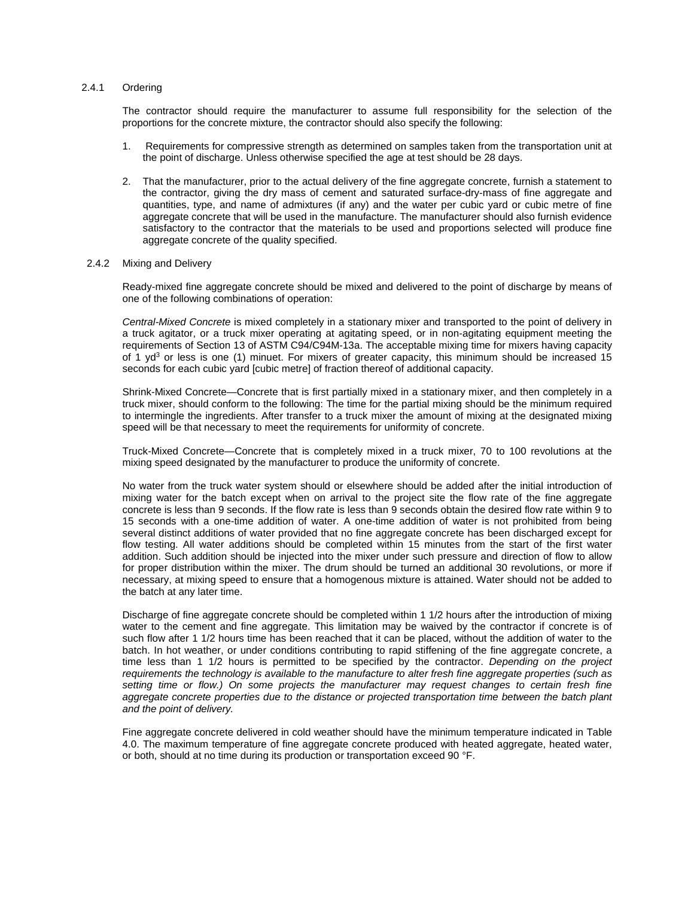### 2.4.1 Ordering

The contractor should require the manufacturer to assume full responsibility for the selection of the proportions for the concrete mixture, the contractor should also specify the following:

1. Requirements for compressive strength as determined on samples taken from the transportation unit at the point of discharge. Unless otherwise specified the age at test should be 28 days.

2. That the manufacturer, prior to the actual delivery of the fine aggregate concrete, furnish a statement to the contractor, giving the dry mass of cement and saturated surface-dry-mass of fine aggregate and quantities, type, and name of admixtures (if any) and the water per cubic yard or cubic metre of fine aggregate concrete that will be used in the manufacture. The manufacturer should also furnish evidence satisfactory to the contractor that the materials to be used and proportions selected will produce fine aggregate concrete of the quality specified.

### 2.4.2 Mixing and Delivery

Ready-mixed fine aggregate concrete should be mixed and delivered to the point of discharge by means of one of the following combinations of operation:

*Central-Mixed Concrete* is mixed completely in a stationary mixer and transported to the point of delivery in a truck agitator, or a truck mixer operating at agitating speed, or in non-agitating equipment meeting the requirements of Section 13 of ASTM C94/C94M-13a. The acceptable mixing time for mixers having capacity of 1 $yd^3$ or less is one (1) minuet. For mixers of greater capacity, this minimum should be increased 15 seconds for each cubic yard [cubic metre] of fraction thereof of additional capacity.

Shrink-Mixed Concrete—Concrete that is first partially mixed in a stationary mixer, and then completely in a truck mixer, should conform to the following: The time for the partial mixing should be the minimum required to intermingle the ingredients. After transfer to a truck mixer the amount of mixing at the designated mixing speed will be that necessary to meet the requirements for uniformity of concrete.

Truck-Mixed Concrete—Concrete that is completely mixed in a truck mixer, 70 to 100 revolutions at the mixing speed designated by the manufacturer to produce the uniformity of concrete.

No water from the truck water system should or elsewhere should be added after the initial introduction of mixing water for the batch except when on arrival to the project site the flow rate of the fine aggregate concrete is less than 9 seconds. If the flow rate is less than 9 seconds obtain the desired flow rate within 9 to 15 seconds with a one-time addition of water. A one-time addition of water is not prohibited from being several distinct additions of water provided that no fine aggregate concrete has been discharged except for flow testing. All water additions should be completed within 15 minutes from the start of the first water addition. Such addition should be injected into the mixer under such pressure and direction of flow to allow for proper distribution within the mixer. The drum should be turned an additional 30 revolutions, or more if necessary, at mixing speed to ensure that a homogenous mixture is attained. Water should not be added to the batch at any later time.

Discharge of fine aggregate concrete should be completed within 1 1/2 hours after the introduction of mixing water to the cement and fine aggregate. This limitation may be waived by the contractor if concrete is of such flow after 1 1/2 hours time has been reached that it can be placed, without the addition of water to the batch. In hot weather, or under conditions contributing to rapid stiffening of the fine aggregate concrete, a time less than 1 1/2 hours is permitted to be specified by the contractor. *Depending on the project requirements the technology is available to the manufacture to alter fresh fine aggregate properties (such as setting time or flow.) On some projects the manufacturer may request changes to certain fresh fine aggregate concrete properties due to the distance or projected transportation time between the batch plant and the point of delivery.*

Fine aggregate concrete delivered in cold weather should have the minimum temperature indicated in Table 4.0. The maximum temperature of fine aggregate concrete produced with heated aggregate, heated water, or both, should at no time during its production or transportation exceed 90 °F.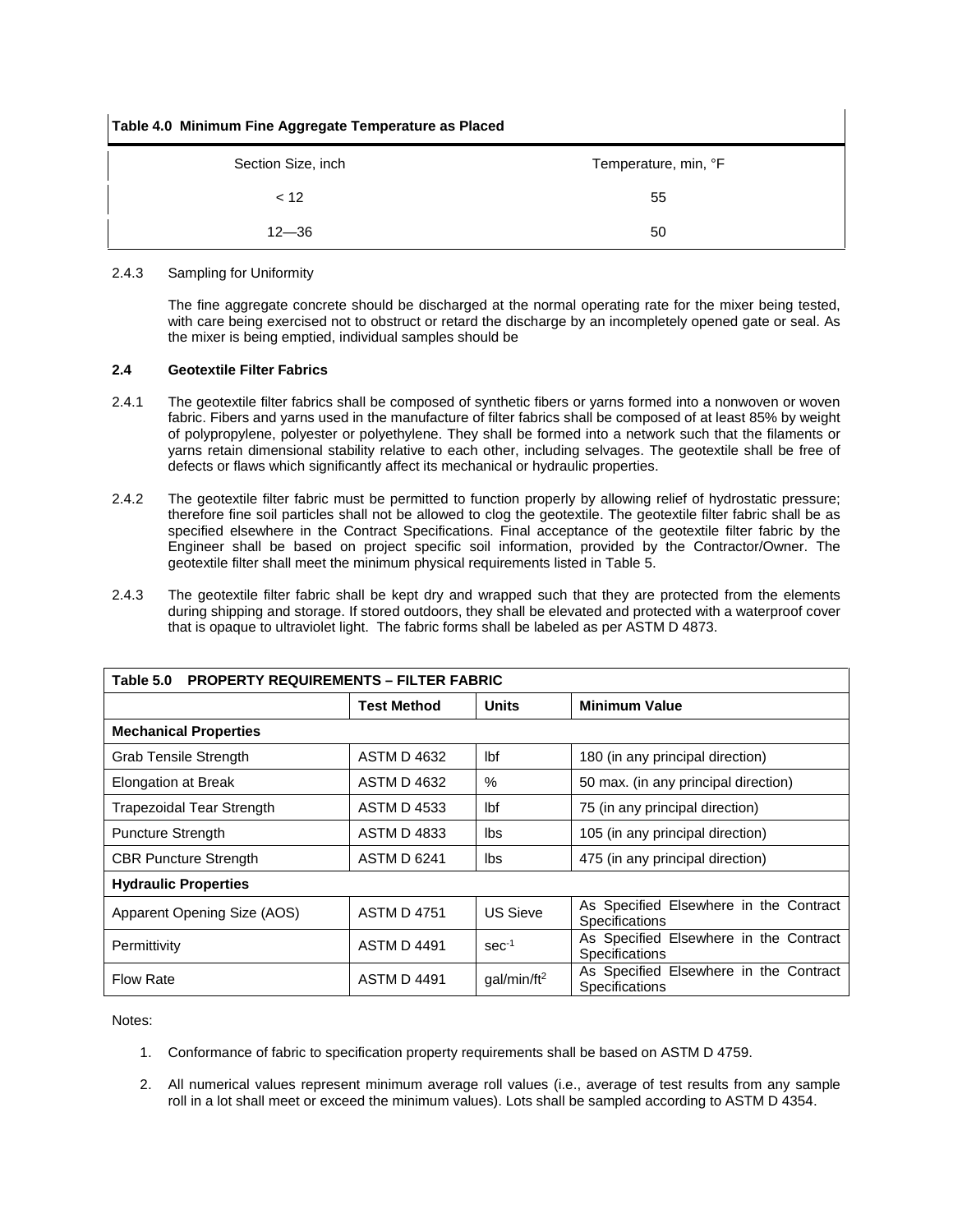**Table 4.0 Minimum Fine Aggregate Temperature as Placed**

| Section Size, inch | Temperature, min, °F |
|---|---|
| < 12 | 55 |
| 12—36 | 50 |

2.4.3 Sampling for Uniformity

The fine aggregate concrete should be discharged at the normal operating rate for the mixer being tested, with care being exercised not to obstruct or retard the discharge by an incompletely opened gate or seal. As the mixer is being emptied, individual samples should be

### 2.4 Geotextile Filter Fabrics

2.4.1 The geotextile filter fabrics shall be composed of synthetic fibers or yarns formed into a nonwoven or woven fabric. Fibers and yarns used in the manufacture of filter fabrics shall be composed of at least 85% by weight of polypropylene, polyester or polyethylene. They shall be formed into a network such that the filaments or yarns retain dimensional stability relative to each other, including selvages. The geotextile shall be free of defects or flaws which significantly affect its mechanical or hydraulic properties.

2.4.2 The geotextile filter fabric must be permitted to function properly by allowing relief of hydrostatic pressure; therefore fine soil particles shall not be allowed to clog the geotextile. The geotextile filter fabric shall be as specified elsewhere in the Contract Specifications. Final acceptance of the geotextile filter fabric by the Engineer shall be based on project specific soil information, provided by the Contractor/Owner. The geotextile filter shall meet the minimum physical requirements listed in Table 5.

2.4.3 The geotextile filter fabric shall be kept dry and wrapped such that they are protected from the elements during shipping and storage. If stored outdoors, they shall be elevated and protected with a waterproof cover that is opaque to ultraviolet light. The fabric forms shall be labeled as per ASTM D 4873.

**Table 5.0 PROPERTY REQUIREMENTS – FILTER FABRIC**

| | Test Method | Units | Minimum Value |
|---|---|---|---|
| **Mechanical Properties** | | | |
| Grab Tensile Strength | ASTM D 4632 | lbf | 180 (in any principal direction) |
| Elongation at Break | ASTM D 4632 | % | 50 max. (in any principal direction) |
| Trapezoidal Tear Strength | ASTM D 4533 | lbf | 75 (in any principal direction) |
| Puncture Strength | ASTM D 4833 | lbs | 105 (in any principal direction) |
| CBR Puncture Strength | ASTM D 6241 | lbs | 475 (in any principal direction) |
| **Hydraulic Properties** | | | |
| Apparent Opening Size (AOS) | ASTM D 4751 | US Sieve | As Specified Elsewhere in the Contract Specifications |
| Permittivity | ASTM D 4491 | $sec^{-1}$ | As Specified Elsewhere in the Contract Specifications |
| Flow Rate | ASTM D 4491 | $gal/min/ft^2$ | As Specified Elsewhere in the Contract Specifications |

Notes:

1. Conformance of fabric to specification property requirements shall be based on ASTM D 4759.
2. All numerical values represent minimum average roll values (i.e., average of test results from any sample roll in a lot shall meet or exceed the minimum values). Lots shall be sampled according to ASTM D 4354.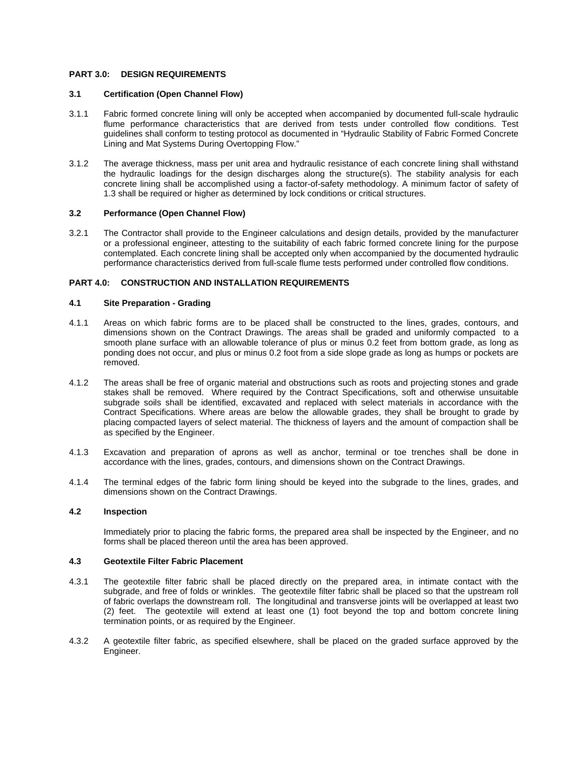## PART 3.0: DESIGN REQUIREMENTS

### 3.1 Certification (Open Channel Flow)

3.1.1 Fabric formed concrete lining will only be accepted when accompanied by documented full-scale hydraulic flume performance characteristics that are derived from tests under controlled flow conditions. Test guidelines shall conform to testing protocol as documented in "Hydraulic Stability of Fabric Formed Concrete Lining and Mat Systems During Overtopping Flow."

3.1.2 The average thickness, mass per unit area and hydraulic resistance of each concrete lining shall withstand the hydraulic loadings for the design discharges along the structure(s). The stability analysis for each concrete lining shall be accomplished using a factor-of-safety methodology. A minimum factor of safety of 1.3 shall be required or higher as determined by lock conditions or critical structures.

### 3.2 Performance (Open Channel Flow)

3.2.1 The Contractor shall provide to the Engineer calculations and design details, provided by the manufacturer or a professional engineer, attesting to the suitability of each fabric formed concrete lining for the purpose contemplated. Each concrete lining shall be accepted only when accompanied by the documented hydraulic performance characteristics derived from full-scale flume tests performed under controlled flow conditions.

## PART 4.0: CONSTRUCTION AND INSTALLATION REQUIREMENTS

### 4.1 Site Preparation - Grading

4.1.1 Areas on which fabric forms are to be placed shall be constructed to the lines, grades, contours, and dimensions shown on the Contract Drawings. The areas shall be graded and uniformly compacted to a smooth plane surface with an allowable tolerance of plus or minus 0.2 feet from bottom grade, as long as ponding does not occur, and plus or minus 0.2 foot from a side slope grade as long as humps or pockets are removed.

4.1.2 The areas shall be free of organic material and obstructions such as roots and projecting stones and grade stakes shall be removed. Where required by the Contract Specifications, soft and otherwise unsuitable subgrade soils shall be identified, excavated and replaced with select materials in accordance with the Contract Specifications. Where areas are below the allowable grades, they shall be brought to grade by placing compacted layers of select material. The thickness of layers and the amount of compaction shall be as specified by the Engineer.

4.1.3 Excavation and preparation of aprons as well as anchor, terminal or toe trenches shall be done in accordance with the lines, grades, contours, and dimensions shown on the Contract Drawings.

4.1.4 The terminal edges of the fabric form lining should be keyed into the subgrade to the lines, grades, and dimensions shown on the Contract Drawings.

### 4.2 Inspection

Immediately prior to placing the fabric forms, the prepared area shall be inspected by the Engineer, and no forms shall be placed thereon until the area has been approved.

### 4.3 Geotextile Filter Fabric Placement

4.3.1 The geotextile filter fabric shall be placed directly on the prepared area, in intimate contact with the subgrade, and free of folds or wrinkles. The geotextile filter fabric shall be placed so that the upstream roll of fabric overlaps the downstream roll. The longitudinal and transverse joints will be overlapped at least two (2) feet. The geotextile will extend at least one (1) foot beyond the top and bottom concrete lining termination points, or as required by the Engineer.

4.3.2 A geotextile filter fabric, as specified elsewhere, shall be placed on the graded surface approved by the Engineer.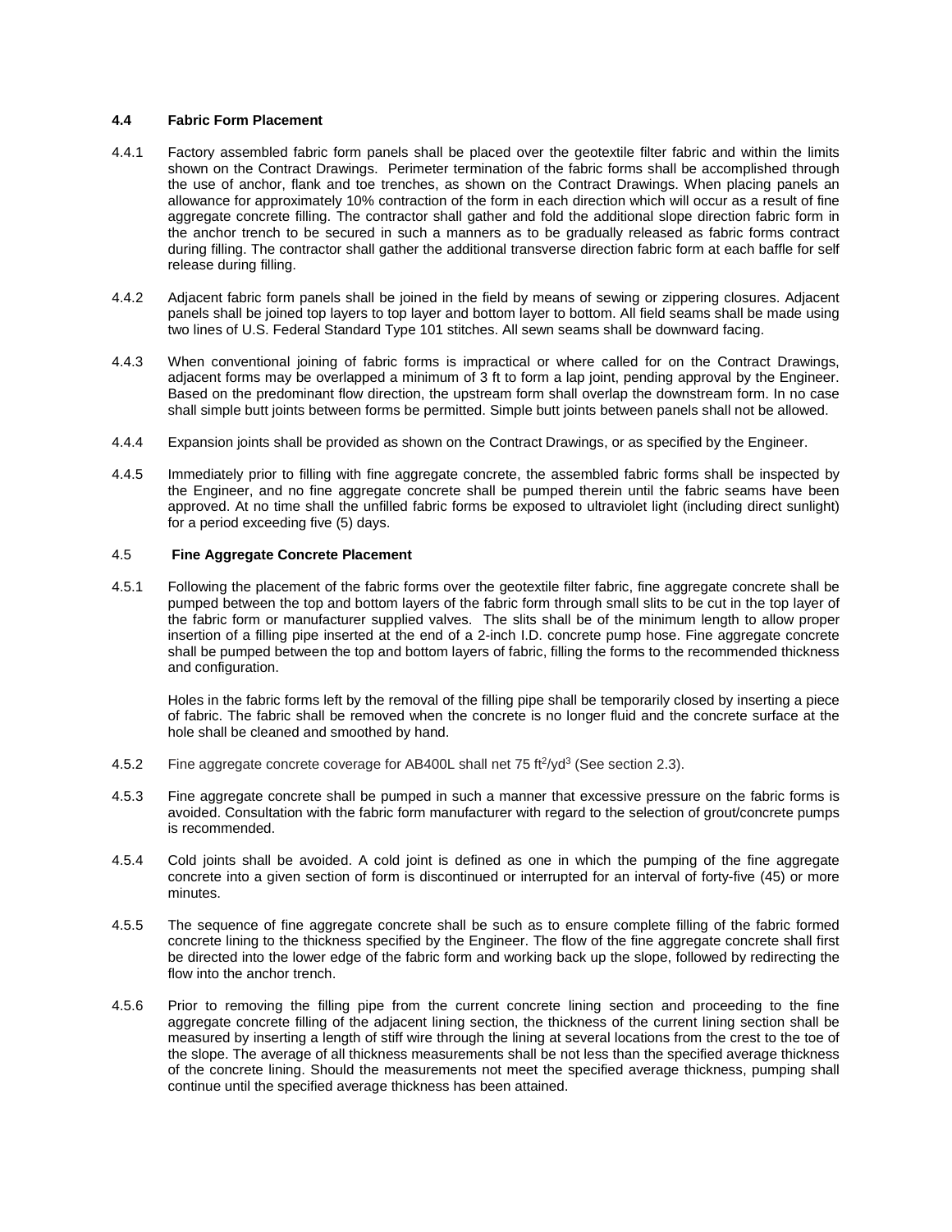### 4.4 Fabric Form Placement

4.4.1 Factory assembled fabric form panels shall be placed over the geotextile filter fabric and within the limits shown on the Contract Drawings. Perimeter termination of the fabric forms shall be accomplished through the use of anchor, flank and toe trenches, as shown on the Contract Drawings. When placing panels an allowance for approximately 10% contraction of the form in each direction which will occur as a result of fine aggregate concrete filling. The contractor shall gather and fold the additional slope direction fabric form in the anchor trench to be secured in such a manners as to be gradually released as fabric forms contract during filling. The contractor shall gather the additional transverse direction fabric form at each baffle for self release during filling.

4.4.2 Adjacent fabric form panels shall be joined in the field by means of sewing or zippering closures. Adjacent panels shall be joined top layers to top layer and bottom layer to bottom. All field seams shall be made using two lines of U.S. Federal Standard Type 101 stitches. All sewn seams shall be downward facing.

4.4.3 When conventional joining of fabric forms is impractical or where called for on the Contract Drawings, adjacent forms may be overlapped a minimum of 3 ft to form a lap joint, pending approval by the Engineer. Based on the predominant flow direction, the upstream form shall overlap the downstream form. In no case shall simple butt joints between forms be permitted. Simple butt joints between panels shall not be allowed.

4.4.4 Expansion joints shall be provided as shown on the Contract Drawings, or as specified by the Engineer.

4.4.5 Immediately prior to filling with fine aggregate concrete, the assembled fabric forms shall be inspected by the Engineer, and no fine aggregate concrete shall be pumped therein until the fabric seams have been approved. At no time shall the unfilled fabric forms be exposed to ultraviolet light (including direct sunlight) for a period exceeding five (5) days.

### 4.5 Fine Aggregate Concrete Placement

4.5.1 Following the placement of the fabric forms over the geotextile filter fabric, fine aggregate concrete shall be pumped between the top and bottom layers of the fabric form through small slits to be cut in the top layer of the fabric form or manufacturer supplied valves. The slits shall be of the minimum length to allow proper insertion of a filling pipe inserted at the end of a 2-inch I.D. concrete pump hose. Fine aggregate concrete shall be pumped between the top and bottom layers of fabric, filling the forms to the recommended thickness and configuration.

Holes in the fabric forms left by the removal of the filling pipe shall be temporarily closed by inserting a piece of fabric. The fabric shall be removed when the concrete is no longer fluid and the concrete surface at the hole shall be cleaned and smoothed by hand.

4.5.2 Fine aggregate concrete coverage for AB400L shall net 75 $ft^2/yd^3$ (See section 2.3).

4.5.3 Fine aggregate concrete shall be pumped in such a manner that excessive pressure on the fabric forms is avoided. Consultation with the fabric form manufacturer with regard to the selection of grout/concrete pumps is recommended.

4.5.4 Cold joints shall be avoided. A cold joint is defined as one in which the pumping of the fine aggregate concrete into a given section of form is discontinued or interrupted for an interval of forty-five (45) or more minutes.

4.5.5 The sequence of fine aggregate concrete shall be such as to ensure complete filling of the fabric formed concrete lining to the thickness specified by the Engineer. The flow of the fine aggregate concrete shall first be directed into the lower edge of the fabric form and working back up the slope, followed by redirecting the flow into the anchor trench.

4.5.6 Prior to removing the filling pipe from the current concrete lining section and proceeding to the fine aggregate concrete filling of the adjacent lining section, the thickness of the current lining section shall be measured by inserting a length of stiff wire through the lining at several locations from the crest to the toe of the slope. The average of all thickness measurements shall be not less than the specified average thickness of the concrete lining. Should the measurements not meet the specified average thickness, pumping shall continue until the specified average thickness has been attained.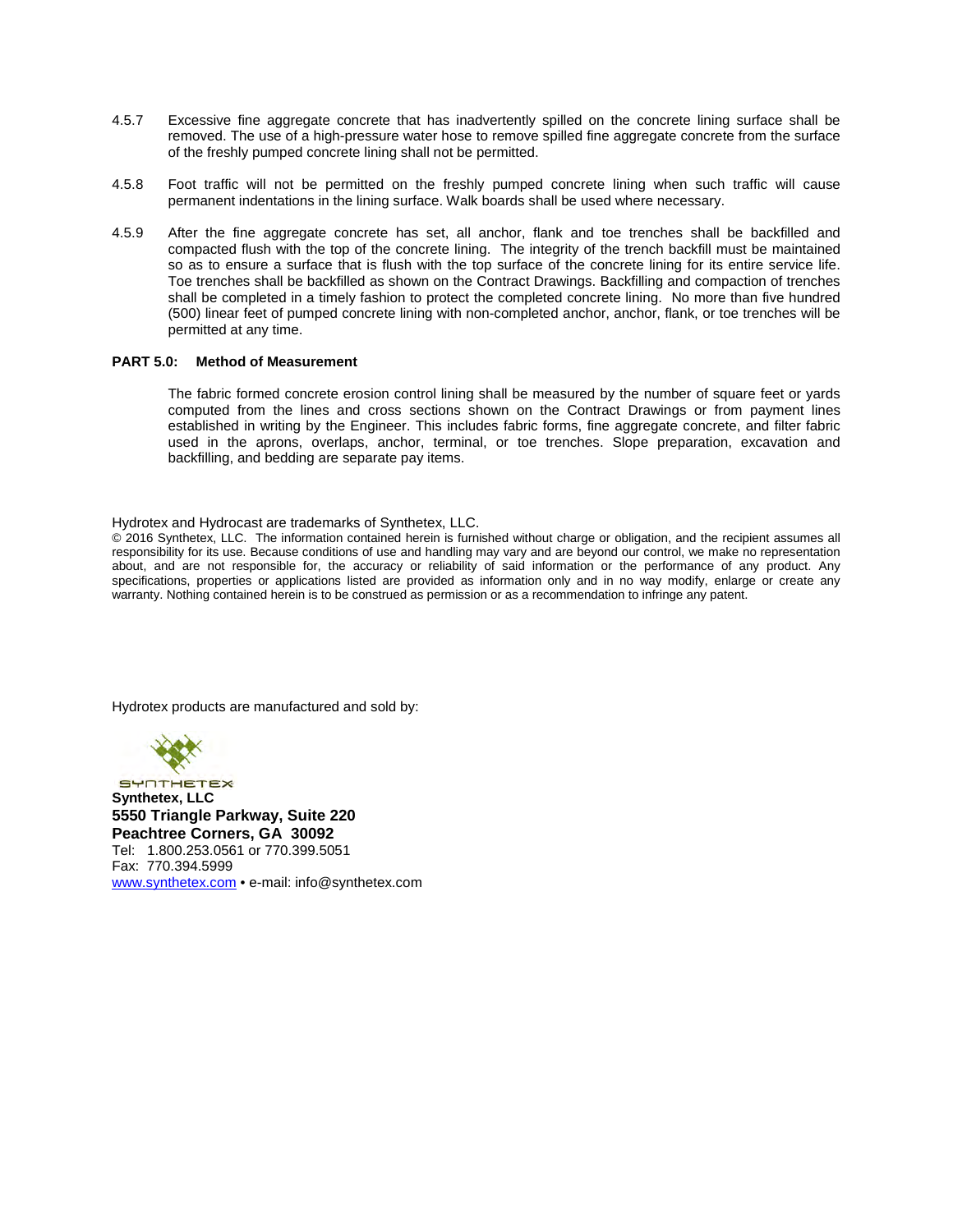4.5.7 Excessive fine aggregate concrete that has inadvertently spilled on the concrete lining surface shall be removed. The use of a high-pressure water hose to remove spilled fine aggregate concrete from the surface of the freshly pumped concrete lining shall not be permitted.

4.5.8 Foot traffic will not be permitted on the freshly pumped concrete lining when such traffic will cause permanent indentations in the lining surface. Walk boards shall be used where necessary.

4.5.9 After the fine aggregate concrete has set, all anchor, flank and toe trenches shall be backfilled and compacted flush with the top of the concrete lining. The integrity of the trench backfill must be maintained so as to ensure a surface that is flush with the top surface of the concrete lining for its entire service life. Toe trenches shall be backfilled as shown on the Contract Drawings. Backfilling and compaction of trenches shall be completed in a timely fashion to protect the completed concrete lining. No more than five hundred (500) linear feet of pumped concrete lining with non-completed anchor, anchor, flank, or toe trenches will be permitted at any time.

**PART 5.0: Method of Measurement**

The fabric formed concrete erosion control lining shall be measured by the number of square feet or yards computed from the lines and cross sections shown on the Contract Drawings or from payment lines established in writing by the Engineer. This includes fabric forms, fine aggregate concrete, and filter fabric used in the aprons, overlaps, anchor, terminal, or toe trenches. Slope preparation, excavation and backfilling, and bedding are separate pay items.

Hydrotex and Hydrocast are trademarks of Synthetex, LLC.

© 2016 Synthetex, LLC. The information contained herein is furnished without charge or obligation, and the recipient assumes all responsibility for its use. Because conditions of use and handling may vary and are beyond our control, we make no representation about, and are not responsible for, the accuracy or reliability of said information or the performance of any product. Any specifications, properties or applications listed are provided as information only and in no way modify, enlarge or create any warranty. Nothing contained herein is to be construed as permission or as a recommendation to infringe any patent.

Hydrotex products are manufactured and sold by:

SYNTHETEX

**Synthetex, LLC**
**5550 Triangle Parkway, Suite 220**
**Peachtree Corners, GA 30092**
Tel: 1.800.253.0561 or 770.399.5051
Fax: 770.394.5999
www.synthetex.com • e-mail: info@synthetex.com